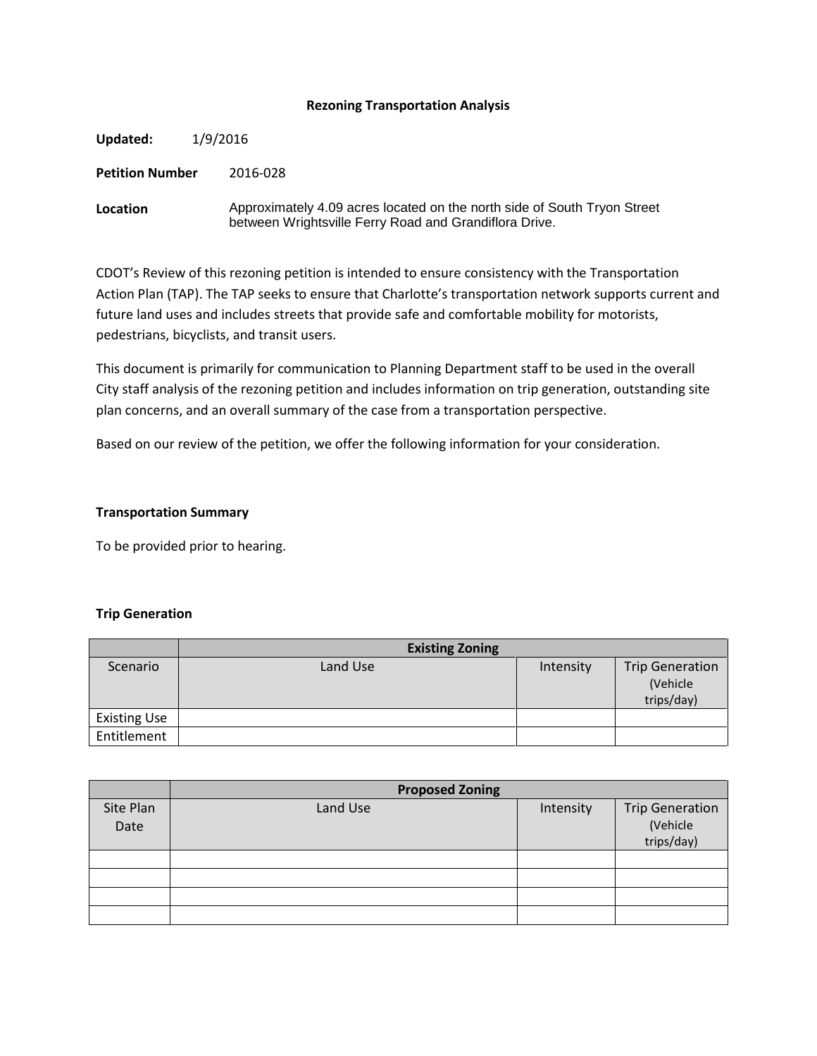# Rezoning Transportation Analysis

**Updated:** 1/9/2016

**Petition Number** 2016-028

**Location** Approximately 4.09 acres located on the north side of South Tryon Street between Wrightsville Ferry Road and Grandiflora Drive.

CDOT's Review of this rezoning petition is intended to ensure consistency with the Transportation Action Plan (TAP). The TAP seeks to ensure that Charlotte's transportation network supports current and future land uses and includes streets that provide safe and comfortable mobility for motorists, pedestrians, bicyclists, and transit users.

This document is primarily for communication to Planning Department staff to be used in the overall City staff analysis of the rezoning petition and includes information on trip generation, outstanding site plan concerns, and an overall summary of the case from a transportation perspective.

Based on our review of the petition, we offer the following information for your consideration.

### Transportation Summary

To be provided prior to hearing.

### Trip Generation

| | Existing Zoning | | |
|---|---|---|---|
| Scenario | Land Use | Intensity | Trip Generation (Vehicle trips/day) |
| Existing Use | | | |
| Entitlement | | | |

| | Proposed Zoning | | |
|---|---|---|---|
| Site Plan Date | Land Use | Intensity | Trip Generation (Vehicle trips/day) |
| | | | |
| | | | |
| | | | |
| | | | |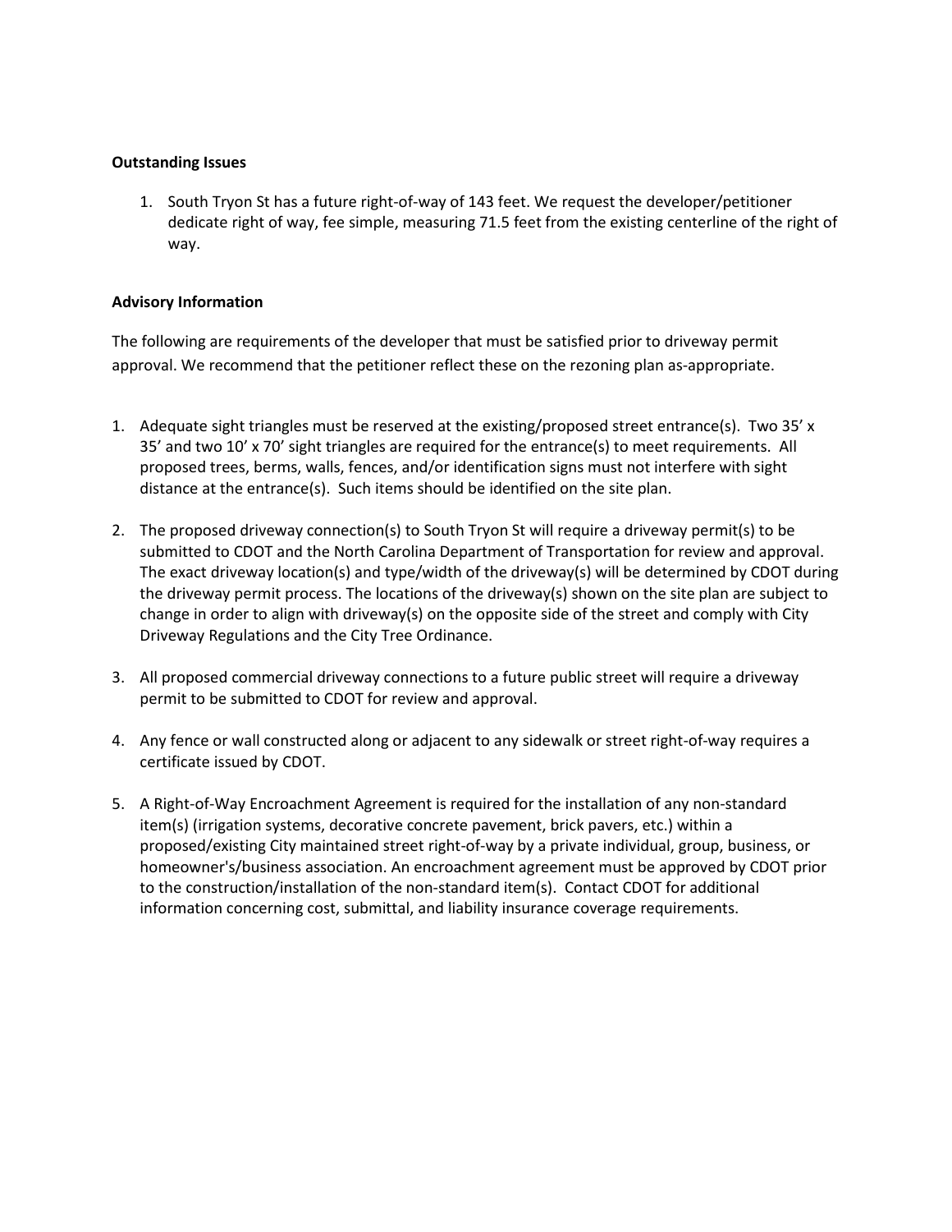**Outstanding Issues**

1. South Tryon St has a future right-of-way of 143 feet. We request the developer/petitioner dedicate right of way, fee simple, measuring 71.5 feet from the existing centerline of the right of way.

**Advisory Information**

The following are requirements of the developer that must be satisfied prior to driveway permit approval. We recommend that the petitioner reflect these on the rezoning plan as-appropriate.

1. Adequate sight triangles must be reserved at the existing/proposed street entrance(s). Two 35' x 35' and two 10' x 70' sight triangles are required for the entrance(s) to meet requirements. All proposed trees, berms, walls, fences, and/or identification signs must not interfere with sight distance at the entrance(s). Such items should be identified on the site plan.

2. The proposed driveway connection(s) to South Tryon St will require a driveway permit(s) to be submitted to CDOT and the North Carolina Department of Transportation for review and approval. The exact driveway location(s) and type/width of the driveway(s) will be determined by CDOT during the driveway permit process. The locations of the driveway(s) shown on the site plan are subject to change in order to align with driveway(s) on the opposite side of the street and comply with City Driveway Regulations and the City Tree Ordinance.

3. All proposed commercial driveway connections to a future public street will require a driveway permit to be submitted to CDOT for review and approval.

4. Any fence or wall constructed along or adjacent to any sidewalk or street right-of-way requires a certificate issued by CDOT.

5. A Right-of-Way Encroachment Agreement is required for the installation of any non-standard item(s) (irrigation systems, decorative concrete pavement, brick pavers, etc.) within a proposed/existing City maintained street right-of-way by a private individual, group, business, or homeowner's/business association. An encroachment agreement must be approved by CDOT prior to the construction/installation of the non-standard item(s). Contact CDOT for additional information concerning cost, submittal, and liability insurance coverage requirements.